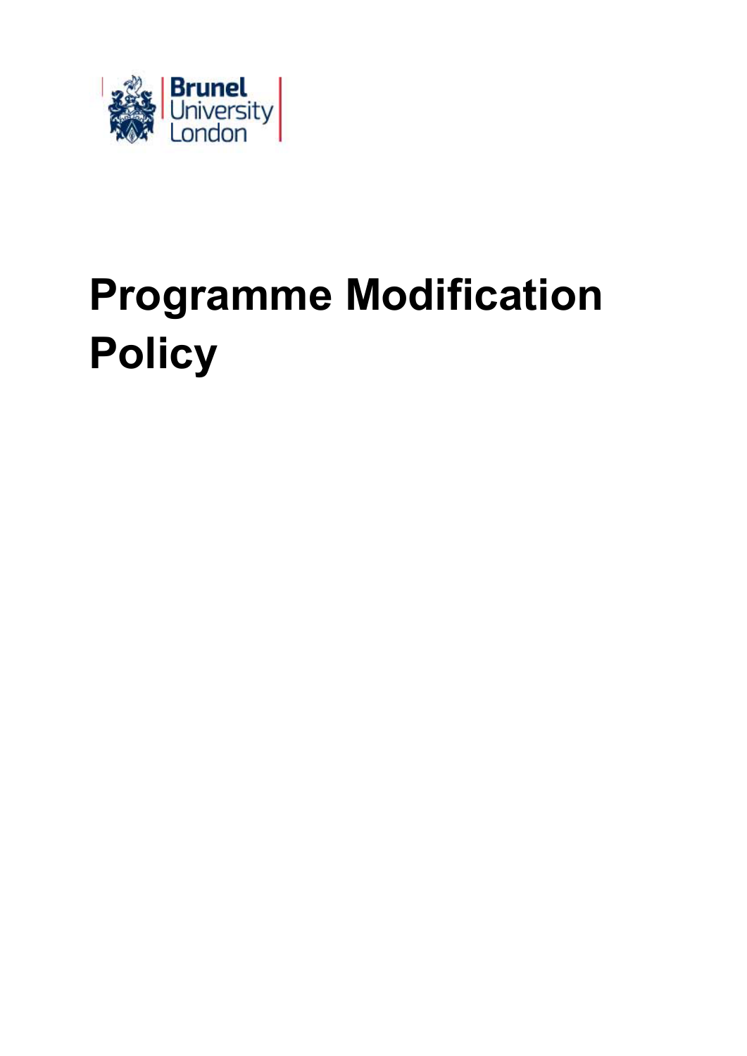# Programme Modification Policy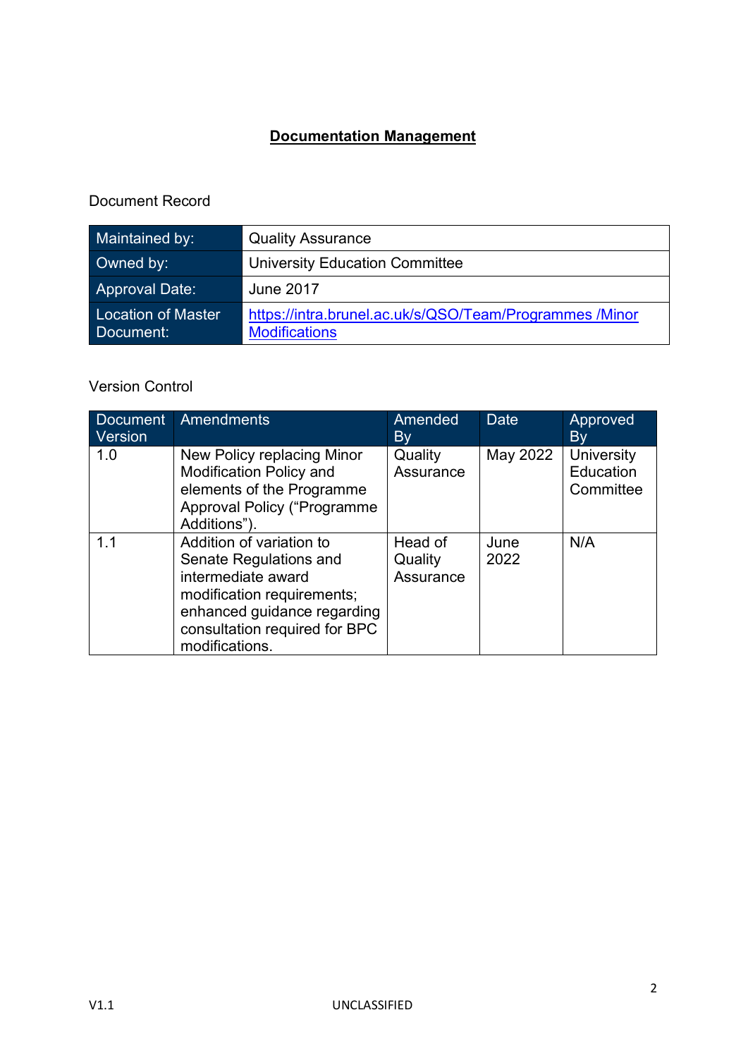# Documentation Management

Document Record

| Maintained by: | Quality Assurance |
|---|---|
| Owned by: | University Education Committee |
| Approval Date: | June 2017 |
| Location of Master Document: | [https://intra.brunel.ac.uk/s/QSO/Team/Programmes /Minor Modifications](https://intra.brunel.ac.uk/s/QSO/Team/Programmes/Minor%20Modifications) |

Version Control

| Document Version | Amendments | Amended By | Date | Approved By |
|---|---|---|---|---|
| 1.0 | New Policy replacing Minor Modification Policy and elements of the Programme Approval Policy ("Programme Additions"). | Quality Assurance | May 2022 | University Education Committee |
| 1.1 | Addition of variation to Senate Regulations and intermediate award modification requirements; enhanced guidance regarding consultation required for BPC modifications. | Head of Quality Assurance | June 2022 | N/A |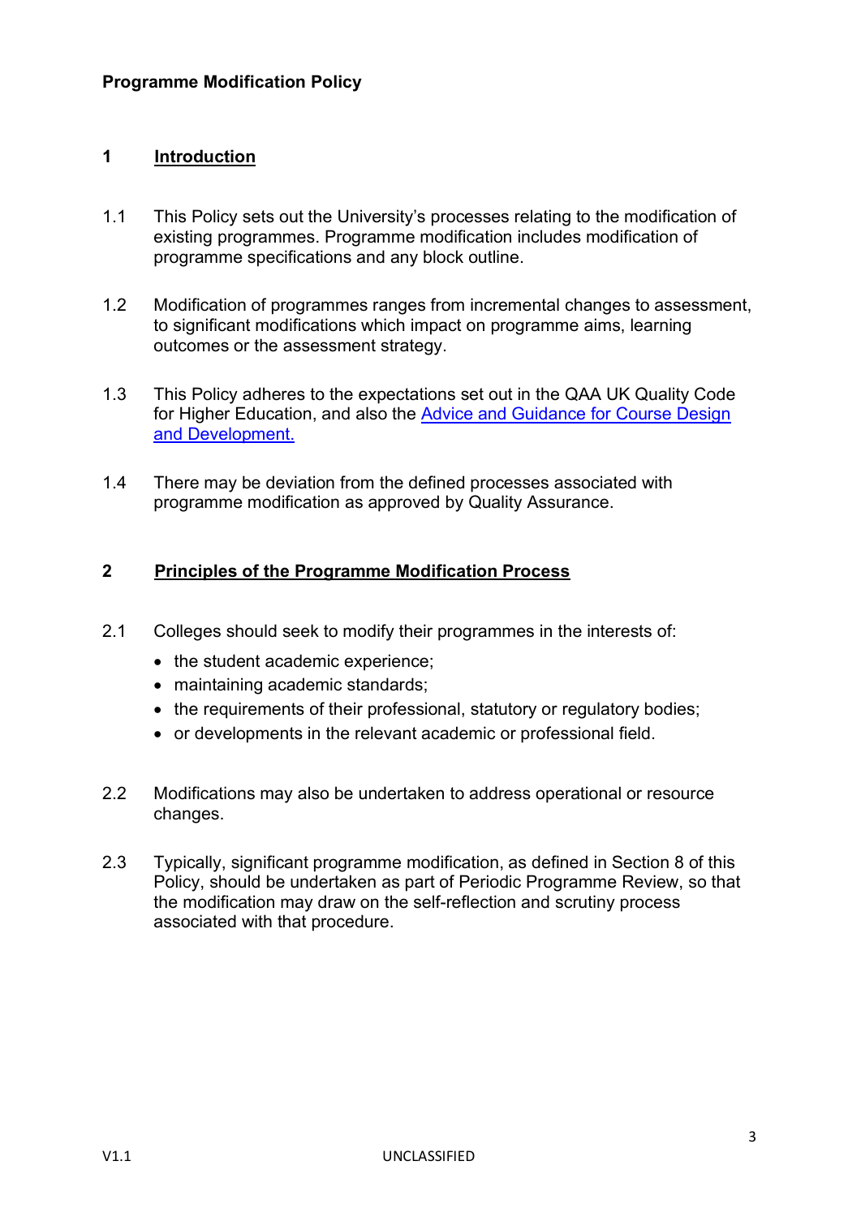**Programme Modification Policy**

## 1 Introduction

1.1 This Policy sets out the University's processes relating to the modification of existing programmes. Programme modification includes modification of programme specifications and any block outline.

1.2 Modification of programmes ranges from incremental changes to assessment, to significant modifications which impact on programme aims, learning outcomes or the assessment strategy.

1.3 This Policy adheres to the expectations set out in the QAA UK Quality Code for Higher Education, and also the [Advice and Guidance for Course Design and Development.]()

1.4 There may be deviation from the defined processes associated with programme modification as approved by Quality Assurance.

## 2 Principles of the Programme Modification Process

2.1 Colleges should seek to modify their programmes in the interests of:

- the student academic experience;
- maintaining academic standards;
- the requirements of their professional, statutory or regulatory bodies;
- or developments in the relevant academic or professional field.

2.2 Modifications may also be undertaken to address operational or resource changes.

2.3 Typically, significant programme modification, as defined in Section 8 of this Policy, should be undertaken as part of Periodic Programme Review, so that the modification may draw on the self-reflection and scrutiny process associated with that procedure.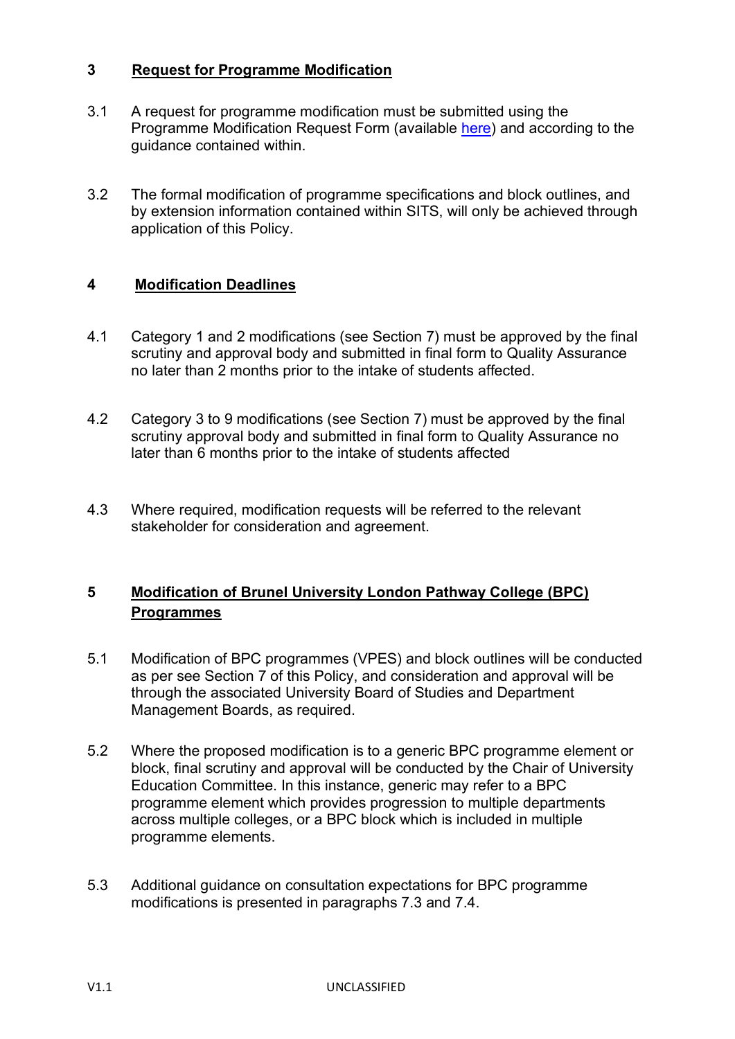## 3 Request for Programme Modification

3.1 A request for programme modification must be submitted using the Programme Modification Request Form (available here) and according to the guidance contained within.

3.2 The formal modification of programme specifications and block outlines, and by extension information contained within SITS, will only be achieved through application of this Policy.

## 4 Modification Deadlines

4.1 Category 1 and 2 modifications (see Section 7) must be approved by the final scrutiny and approval body and submitted in final form to Quality Assurance no later than 2 months prior to the intake of students affected.

4.2 Category 3 to 9 modifications (see Section 7) must be approved by the final scrutiny approval body and submitted in final form to Quality Assurance no later than 6 months prior to the intake of students affected

4.3 Where required, modification requests will be referred to the relevant stakeholder for consideration and agreement.

## 5 Modification of Brunel University London Pathway College (BPC) Programmes

5.1 Modification of BPC programmes (VPES) and block outlines will be conducted as per see Section 7 of this Policy, and consideration and approval will be through the associated University Board of Studies and Department Management Boards, as required.

5.2 Where the proposed modification is to a generic BPC programme element or block, final scrutiny and approval will be conducted by the Chair of University Education Committee. In this instance, generic may refer to a BPC programme element which provides progression to multiple departments across multiple colleges, or a BPC block which is included in multiple programme elements.

5.3 Additional guidance on consultation expectations for BPC programme modifications is presented in paragraphs 7.3 and 7.4.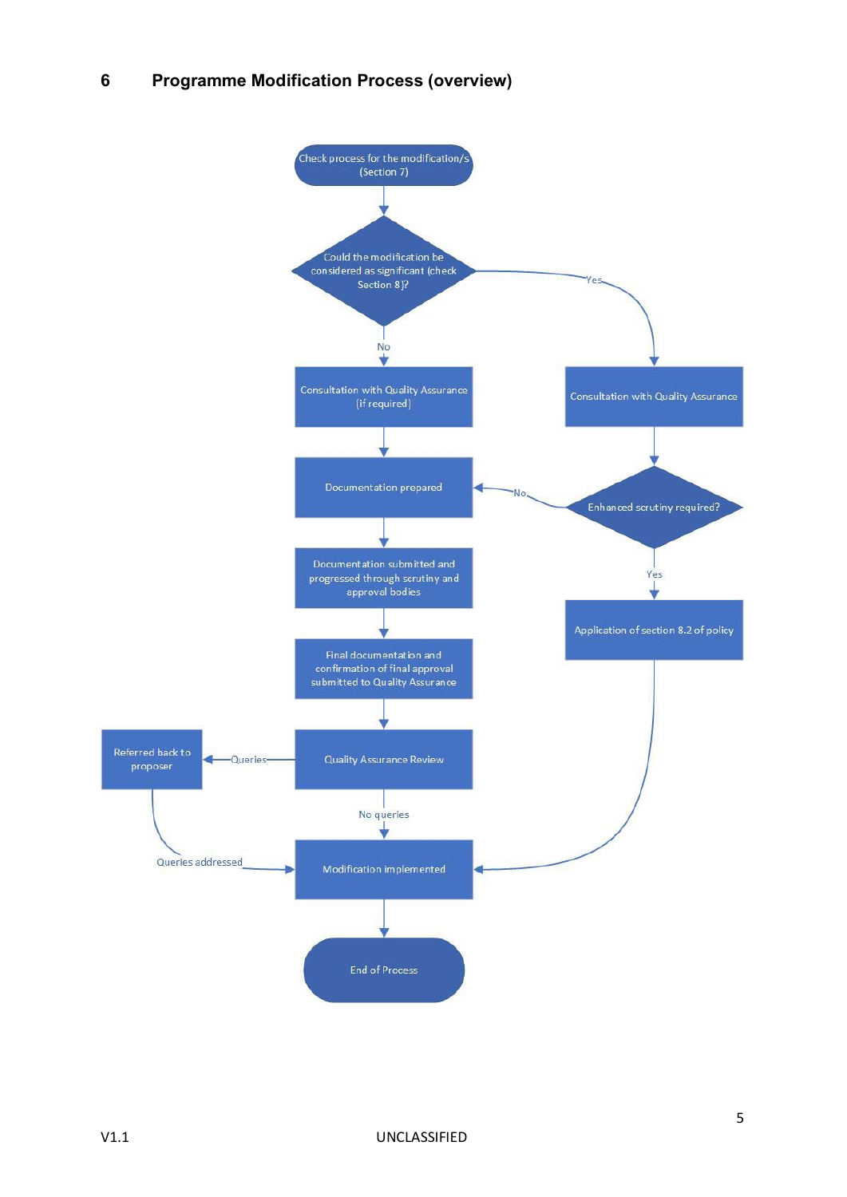## 6 Programme Modification Process (overview)

Check process for the modification/s (Section 7)

Could the modification be considered as significant (check Section 8)?

No

Yes

Consultation with Quality Assurance (if required)

Consultation with Quality Assurance

Documentation prepared

Enhanced scrutiny required?

No

Yes

Documentation submitted and progressed through scrutiny and approval bodies

Application of section 8.2 of policy

Final documentation and confirmation of final approval submitted to Quality Assurance

Referred back to proposer

Queries

Quality Assurance Review

No queries

Queries addressed

Modification implemented

End of Process

V1.1 UNCLASSIFIED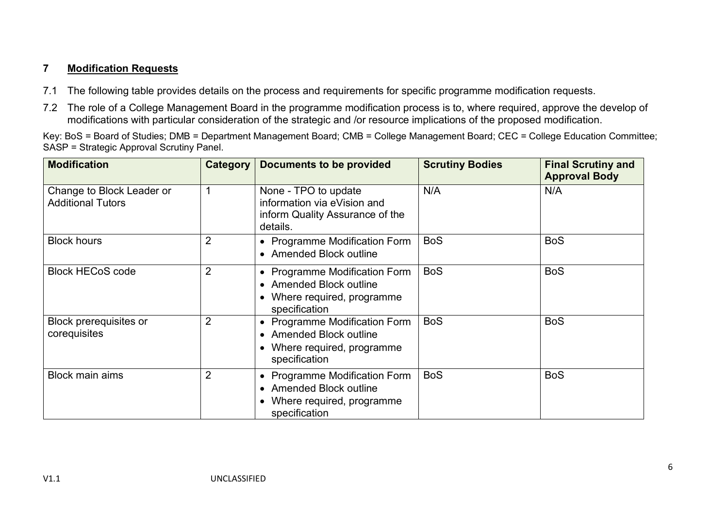## 7 **Modification Requests**

7.1 The following table provides details on the process and requirements for specific programme modification requests.

7.2 The role of a College Management Board in the programme modification process is to, where required, approve the develop of modifications with particular consideration of the strategic and /or resource implications of the proposed modification.

Key: BoS = Board of Studies; DMB = Department Management Board; CMB = College Management Board; CEC = College Education Committee; SASP = Strategic Approval Scrutiny Panel.

| Modification | Category | Documents to be provided | Scrutiny Bodies | Final Scrutiny and Approval Body |
|---|---|---|---|---|
| Change to Block Leader or Additional Tutors | 1 | None - TPO to update information via eVision and inform Quality Assurance of the details. | N/A | N/A |
| Block hours | 2 | • Programme Modification Form<br>• Amended Block outline | BoS | BoS |
| Block HECoS code | 2 | • Programme Modification Form<br>• Amended Block outline<br>• Where required, programme specification | BoS | BoS |
| Block prerequisites or corequisites | 2 | • Programme Modification Form<br>• Amended Block outline<br>• Where required, programme specification | BoS | BoS |
| Block main aims | 2 | • Programme Modification Form<br>• Amended Block outline<br>• Where required, programme specification | BoS | BoS |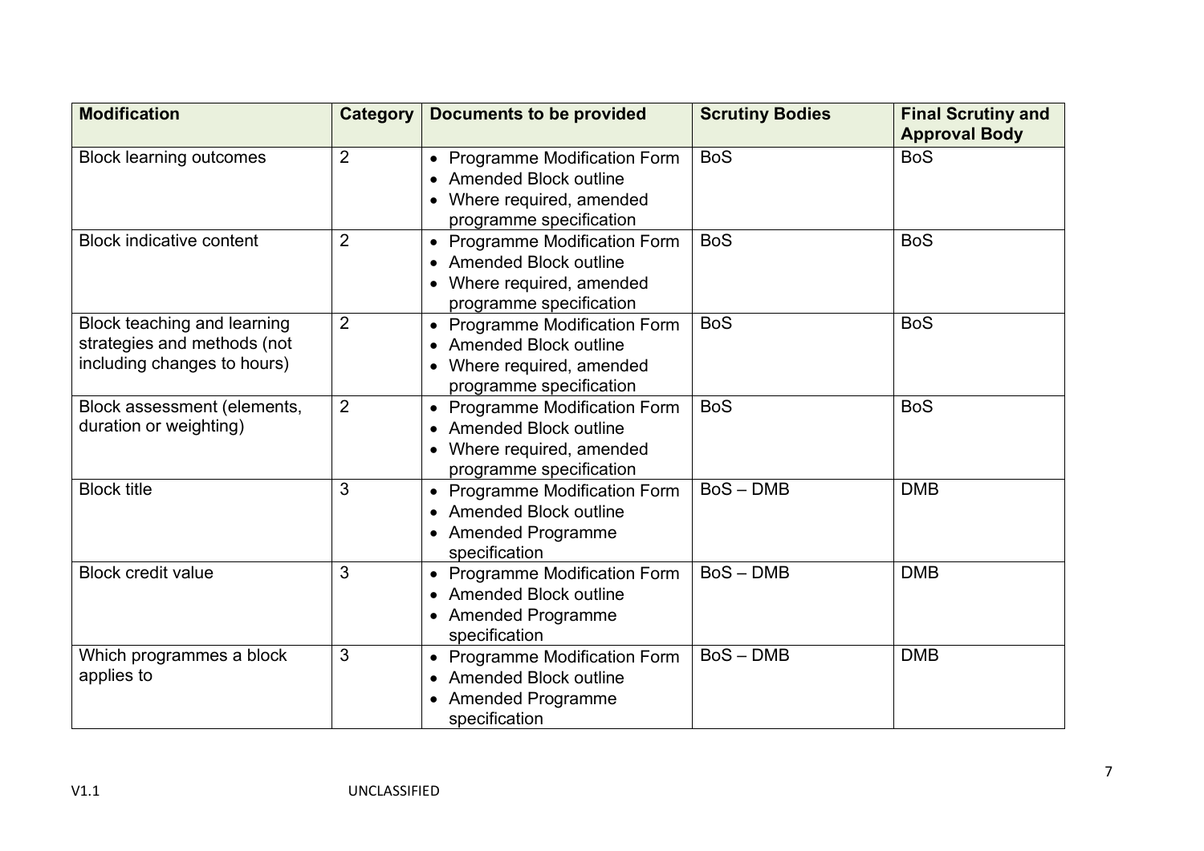| Modification | Category | Documents to be provided | Scrutiny Bodies | Final Scrutiny and Approval Body |
|---|---|---|---|---|
| Block learning outcomes | 2 | • Programme Modification Form<br>• Amended Block outline<br>• Where required, amended programme specification | BoS | BoS |
| Block indicative content | 2 | • Programme Modification Form<br>• Amended Block outline<br>• Where required, amended programme specification | BoS | BoS |
| Block teaching and learning strategies and methods (not including changes to hours) | 2 | • Programme Modification Form<br>• Amended Block outline<br>• Where required, amended programme specification | BoS | BoS |
| Block assessment (elements, duration or weighting) | 2 | • Programme Modification Form<br>• Amended Block outline<br>• Where required, amended programme specification | BoS | BoS |
| Block title | 3 | • Programme Modification Form<br>• Amended Block outline<br>• Amended Programme specification | BoS – DMB | DMB |
| Block credit value | 3 | • Programme Modification Form<br>• Amended Block outline<br>• Amended Programme specification | BoS – DMB | DMB |
| Which programmes a block applies to | 3 | • Programme Modification Form<br>• Amended Block outline<br>• Amended Programme specification | BoS – DMB | DMB |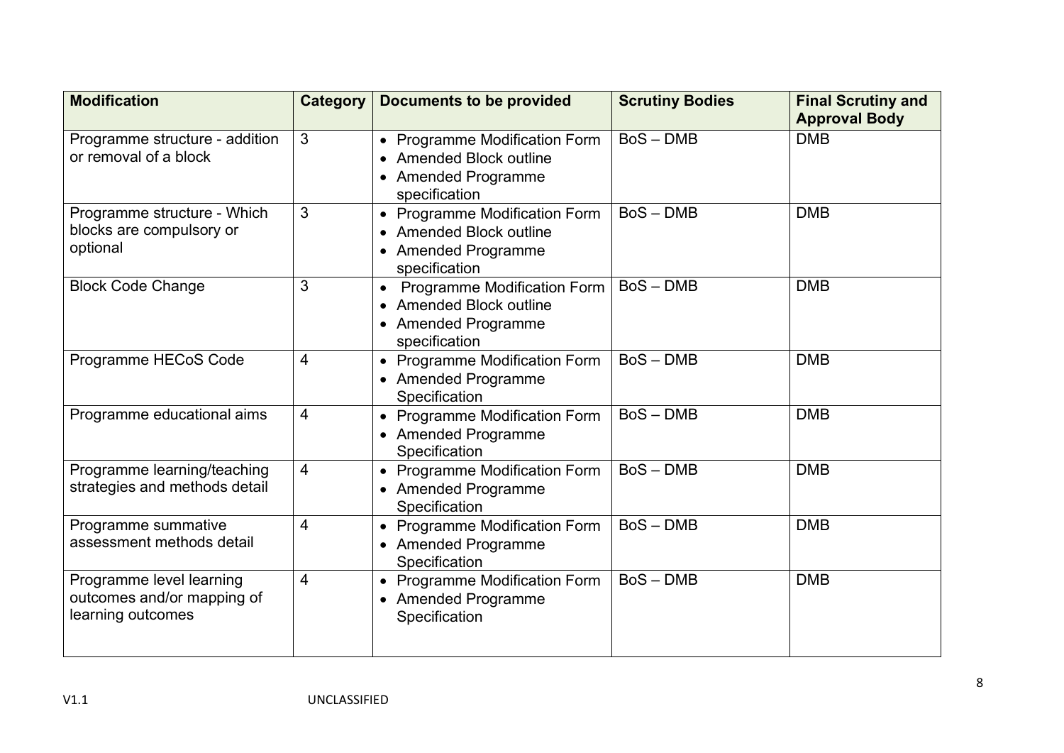| Modification | Category | Documents to be provided | Scrutiny Bodies | Final Scrutiny and Approval Body |
|---|---|---|---|---|
| Programme structure - addition or removal of a block | 3 | • Programme Modification Form<br>• Amended Block outline<br>• Amended Programme specification | BoS – DMB | DMB |
| Programme structure - Which blocks are compulsory or optional | 3 | • Programme Modification Form<br>• Amended Block outline<br>• Amended Programme specification | BoS – DMB | DMB |
| Block Code Change | 3 | • Programme Modification Form<br>• Amended Block outline<br>• Amended Programme specification | BoS – DMB | DMB |
| Programme HECoS Code | 4 | • Programme Modification Form<br>• Amended Programme Specification | BoS – DMB | DMB |
| Programme educational aims | 4 | • Programme Modification Form<br>• Amended Programme Specification | BoS – DMB | DMB |
| Programme learning/teaching strategies and methods detail | 4 | • Programme Modification Form<br>• Amended Programme Specification | BoS – DMB | DMB |
| Programme summative assessment methods detail | 4 | • Programme Modification Form<br>• Amended Programme Specification | BoS – DMB | DMB |
| Programme level learning outcomes and/or mapping of learning outcomes | 4 | • Programme Modification Form<br>• Amended Programme Specification | BoS – DMB | DMB |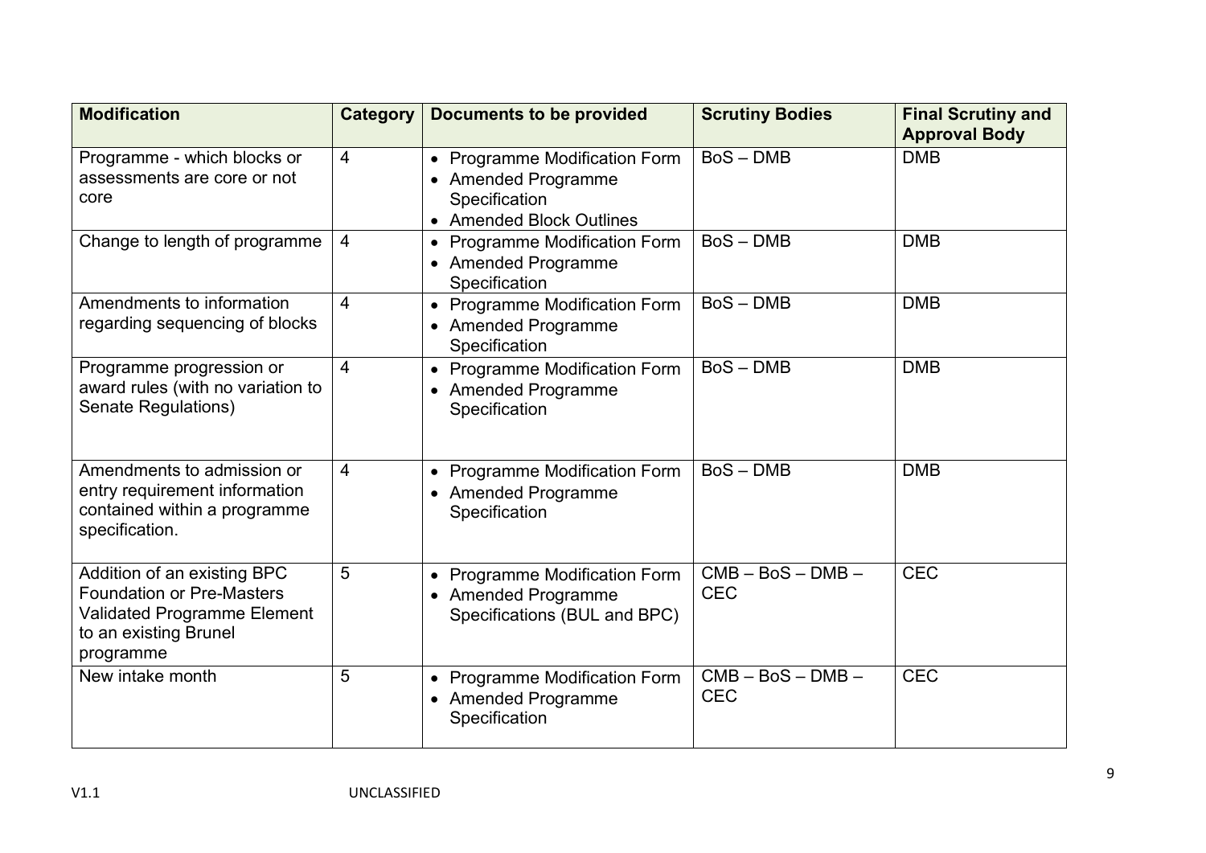| Modification | Category | Documents to be provided | Scrutiny Bodies | Final Scrutiny and Approval Body |
|---|---|---|---|---|
| Programme - which blocks or assessments are core or not core | 4 | • Programme Modification Form<br>• Amended Programme Specification<br>• Amended Block Outlines | BoS – DMB | DMB |
| Change to length of programme | 4 | • Programme Modification Form<br>• Amended Programme Specification | BoS – DMB | DMB |
| Amendments to information regarding sequencing of blocks | 4 | • Programme Modification Form<br>• Amended Programme Specification | BoS – DMB | DMB |
| Programme progression or award rules (with no variation to Senate Regulations) | 4 | • Programme Modification Form<br>• Amended Programme Specification | BoS – DMB | DMB |
| Amendments to admission or entry requirement information contained within a programme specification. | 4 | • Programme Modification Form<br>• Amended Programme Specification | BoS – DMB | DMB |
| Addition of an existing BPC Foundation or Pre-Masters Validated Programme Element to an existing Brunel programme | 5 | • Programme Modification Form<br>• Amended Programme Specifications (BUL and BPC) | CMB – BoS – DMB – CEC | CEC |
| New intake month | 5 | • Programme Modification Form<br>• Amended Programme Specification | CMB – BoS – DMB – CEC | CEC |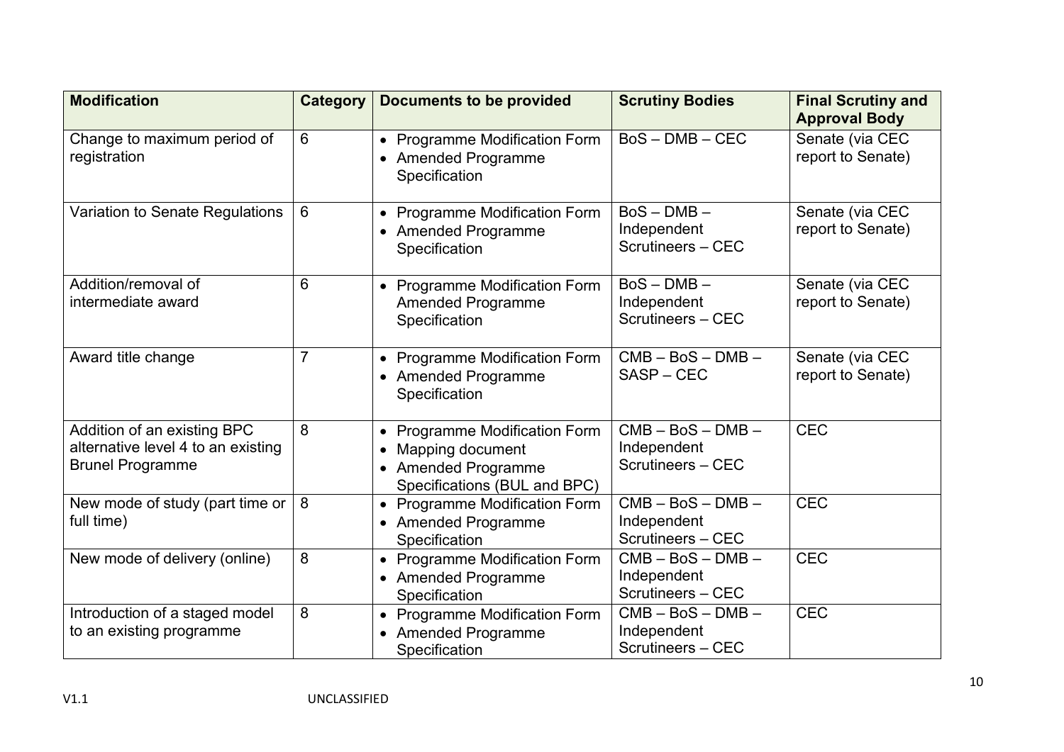| Modification | Category | Documents to be provided | Scrutiny Bodies | Final Scrutiny and Approval Body |
| --- | --- | --- | --- | --- |
| Change to maximum period of registration | 6 | • Programme Modification Form<br>• Amended Programme Specification | BoS – DMB – CEC | Senate (via CEC report to Senate) |
| Variation to Senate Regulations | 6 | • Programme Modification Form<br>• Amended Programme Specification | BoS – DMB – Independent Scrutineers – CEC | Senate (via CEC report to Senate) |
| Addition/removal of intermediate award | 6 | • Programme Modification Form Amended Programme Specification | BoS – DMB – Independent Scrutineers – CEC | Senate (via CEC report to Senate) |
| Award title change | 7 | • Programme Modification Form<br>• Amended Programme Specification | CMB – BoS – DMB – SASP – CEC | Senate (via CEC report to Senate) |
| Addition of an existing BPC alternative level 4 to an existing Brunel Programme | 8 | • Programme Modification Form<br>• Mapping document<br>• Amended Programme Specifications (BUL and BPC) | CMB – BoS – DMB – Independent Scrutineers – CEC | CEC |
| New mode of study (part time or full time) | 8 | • Programme Modification Form<br>• Amended Programme Specification | CMB – BoS – DMB – Independent Scrutineers – CEC | CEC |
| New mode of delivery (online) | 8 | • Programme Modification Form<br>• Amended Programme Specification | CMB – BoS – DMB – Independent Scrutineers – CEC | CEC |
| Introduction of a staged model to an existing programme | 8 | • Programme Modification Form<br>• Amended Programme Specification | CMB – BoS – DMB – Independent Scrutineers – CEC | CEC |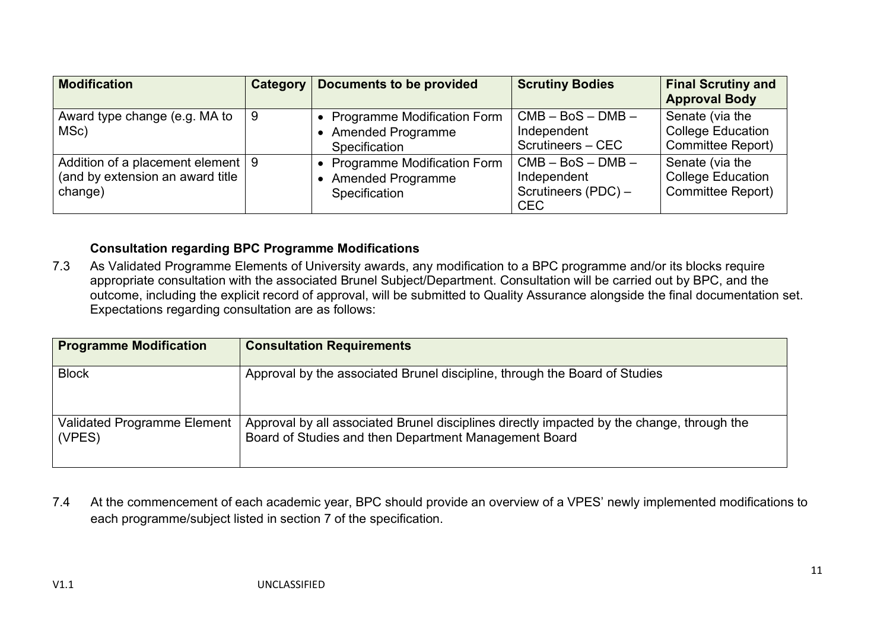| Modification | Category | Documents to be provided | Scrutiny Bodies | Final Scrutiny and Approval Body |
|---|---|---|---|---|
| Award type change (e.g. MA to MSc) | 9 | • Programme Modification Form<br>• Amended Programme Specification | CMB – BoS – DMB – Independent Scrutineers – CEC | Senate (via the College Education Committee Report) |
| Addition of a placement element (and by extension an award title change) | 9 | • Programme Modification Form<br>• Amended Programme Specification | CMB – BoS – DMB – Independent Scrutineers (PDC) – CEC | Senate (via the College Education Committee Report) |

**Consultation regarding BPC Programme Modifications**

7.3 As Validated Programme Elements of University awards, any modification to a BPC programme and/or its blocks require appropriate consultation with the associated Brunel Subject/Department. Consultation will be carried out by BPC, and the outcome, including the explicit record of approval, will be submitted to Quality Assurance alongside the final documentation set. Expectations regarding consultation are as follows:

| Programme Modification | Consultation Requirements |
|---|---|
| Block | Approval by the associated Brunel discipline, through the Board of Studies |
| Validated Programme Element (VPES) | Approval by all associated Brunel disciplines directly impacted by the change, through the Board of Studies and then Department Management Board |

7.4 At the commencement of each academic year, BPC should provide an overview of a VPES' newly implemented modifications to each programme/subject listed in section 7 of the specification.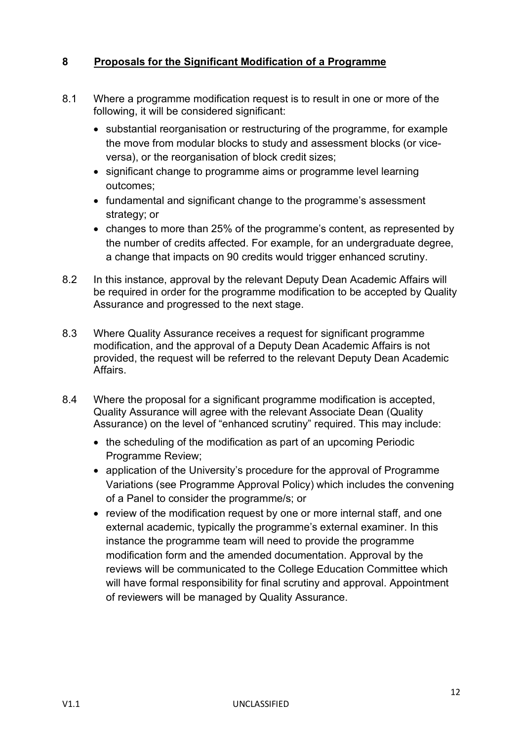## 8 Proposals for the Significant Modification of a Programme

8.1 Where a programme modification request is to result in one or more of the following, it will be considered significant:

- substantial reorganisation or restructuring of the programme, for example the move from modular blocks to study and assessment blocks (or vice-versa), or the reorganisation of block credit sizes;
- significant change to programme aims or programme level learning outcomes;
- fundamental and significant change to the programme's assessment strategy; or
- changes to more than 25% of the programme's content, as represented by the number of credits affected. For example, for an undergraduate degree, a change that impacts on 90 credits would trigger enhanced scrutiny.

8.2 In this instance, approval by the relevant Deputy Dean Academic Affairs will be required in order for the programme modification to be accepted by Quality Assurance and progressed to the next stage.

8.3 Where Quality Assurance receives a request for significant programme modification, and the approval of a Deputy Dean Academic Affairs is not provided, the request will be referred to the relevant Deputy Dean Academic Affairs.

8.4 Where the proposal for a significant programme modification is accepted, Quality Assurance will agree with the relevant Associate Dean (Quality Assurance) on the level of "enhanced scrutiny" required. This may include:

- the scheduling of the modification as part of an upcoming Periodic Programme Review;
- application of the University's procedure for the approval of Programme Variations (see Programme Approval Policy) which includes the convening of a Panel to consider the programme/s; or
- review of the modification request by one or more internal staff, and one external academic, typically the programme's external examiner. In this instance the programme team will need to provide the programme modification form and the amended documentation. Approval by the reviews will be communicated to the College Education Committee which will have formal responsibility for final scrutiny and approval. Appointment of reviewers will be managed by Quality Assurance.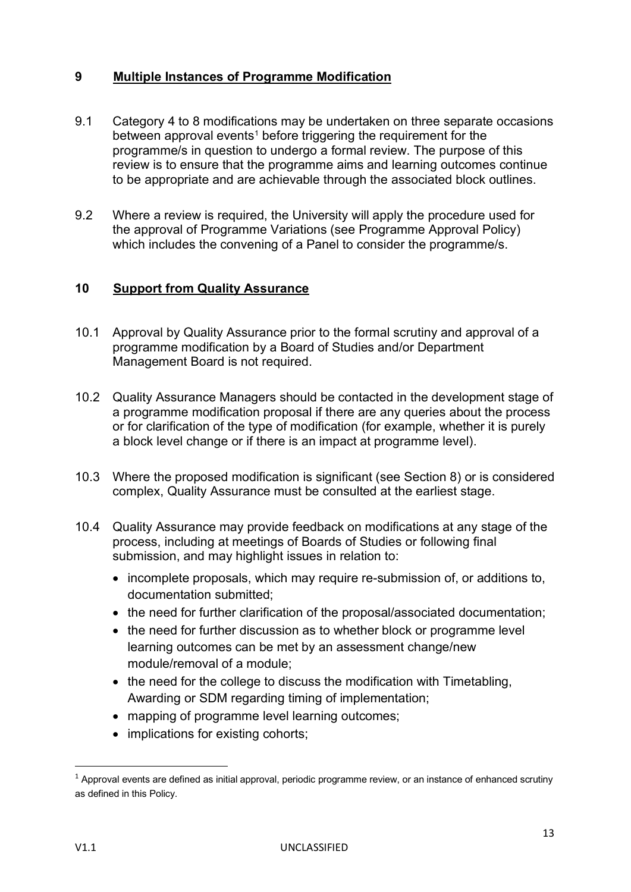## 9 Multiple Instances of Programme Modification

9.1 Category 4 to 8 modifications may be undertaken on three separate occasions between approval events[1] before triggering the requirement for the programme/s in question to undergo a formal review. The purpose of this review is to ensure that the programme aims and learning outcomes continue to be appropriate and are achievable through the associated block outlines.

9.2 Where a review is required, the University will apply the procedure used for the approval of Programme Variations (see Programme Approval Policy) which includes the convening of a Panel to consider the programme/s.

## 10 Support from Quality Assurance

10.1 Approval by Quality Assurance prior to the formal scrutiny and approval of a programme modification by a Board of Studies and/or Department Management Board is not required.

10.2 Quality Assurance Managers should be contacted in the development stage of a programme modification proposal if there are any queries about the process or for clarification of the type of modification (for example, whether it is purely a block level change or if there is an impact at programme level).

10.3 Where the proposed modification is significant (see Section 8) or is considered complex, Quality Assurance must be consulted at the earliest stage.

10.4 Quality Assurance may provide feedback on modifications at any stage of the process, including at meetings of Boards of Studies or following final submission, and may highlight issues in relation to:

- incomplete proposals, which may require re-submission of, or additions to, documentation submitted;
- the need for further clarification of the proposal/associated documentation;
- the need for further discussion as to whether block or programme level learning outcomes can be met by an assessment change/new module/removal of a module;
- the need for the college to discuss the modification with Timetabling, Awarding or SDM regarding timing of implementation;
- mapping of programme level learning outcomes;
- implications for existing cohorts;

[1] Approval events are defined as initial approval, periodic programme review, or an instance of enhanced scrutiny as defined in this Policy.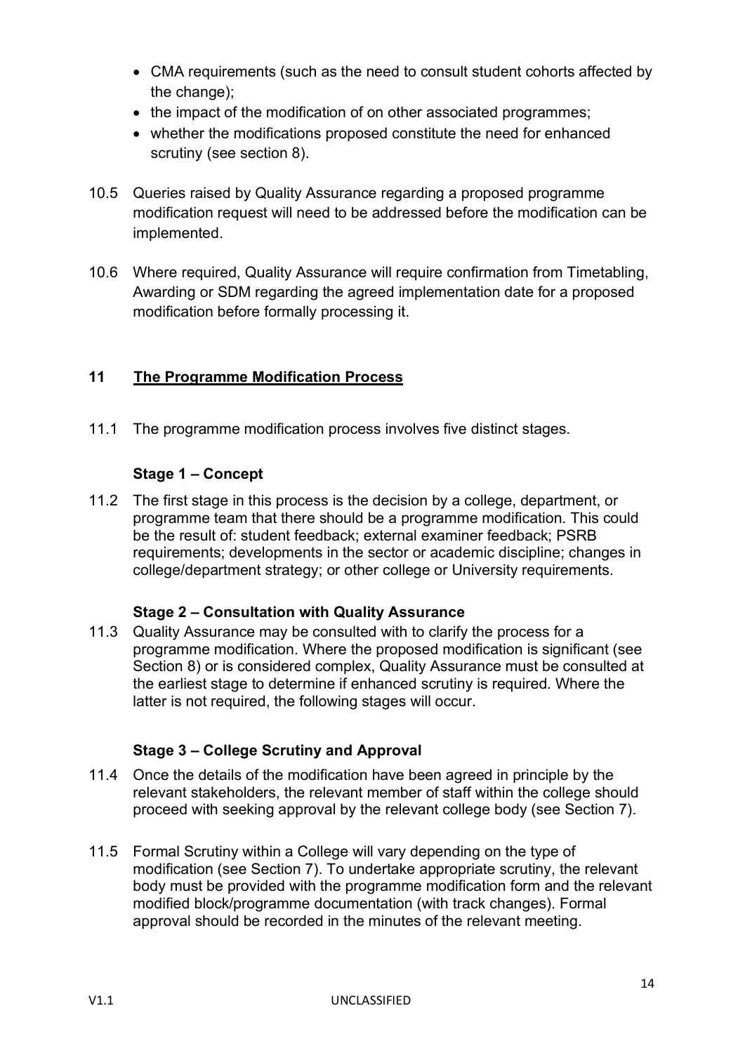- CMA requirements (such as the need to consult student cohorts affected by the change);
- the impact of the modification of on other associated programmes;
- whether the modifications proposed constitute the need for enhanced scrutiny (see section 8).

10.5 Queries raised by Quality Assurance regarding a proposed programme modification request will need to be addressed before the modification can be implemented.

10.6 Where required, Quality Assurance will require confirmation from Timetabling, Awarding or SDM regarding the agreed implementation date for a proposed modification before formally processing it.

## 11 The Programme Modification Process

11.1 The programme modification process involves five distinct stages.

### Stage 1 – Concept

11.2 The first stage in this process is the decision by a college, department, or programme team that there should be a programme modification. This could be the result of: student feedback; external examiner feedback; PSRB requirements; developments in the sector or academic discipline; changes in college/department strategy; or other college or University requirements.

### Stage 2 – Consultation with Quality Assurance

11.3 Quality Assurance may be consulted with to clarify the process for a programme modification. Where the proposed modification is significant (see Section 8) or is considered complex, Quality Assurance must be consulted at the earliest stage to determine if enhanced scrutiny is required. Where the latter is not required, the following stages will occur.

### Stage 3 – College Scrutiny and Approval

11.4 Once the details of the modification have been agreed in principle by the relevant stakeholders, the relevant member of staff within the college should proceed with seeking approval by the relevant college body (see Section 7).

11.5 Formal Scrutiny within a College will vary depending on the type of modification (see Section 7). To undertake appropriate scrutiny, the relevant body must be provided with the programme modification form and the relevant modified block/programme documentation (with track changes). Formal approval should be recorded in the minutes of the relevant meeting.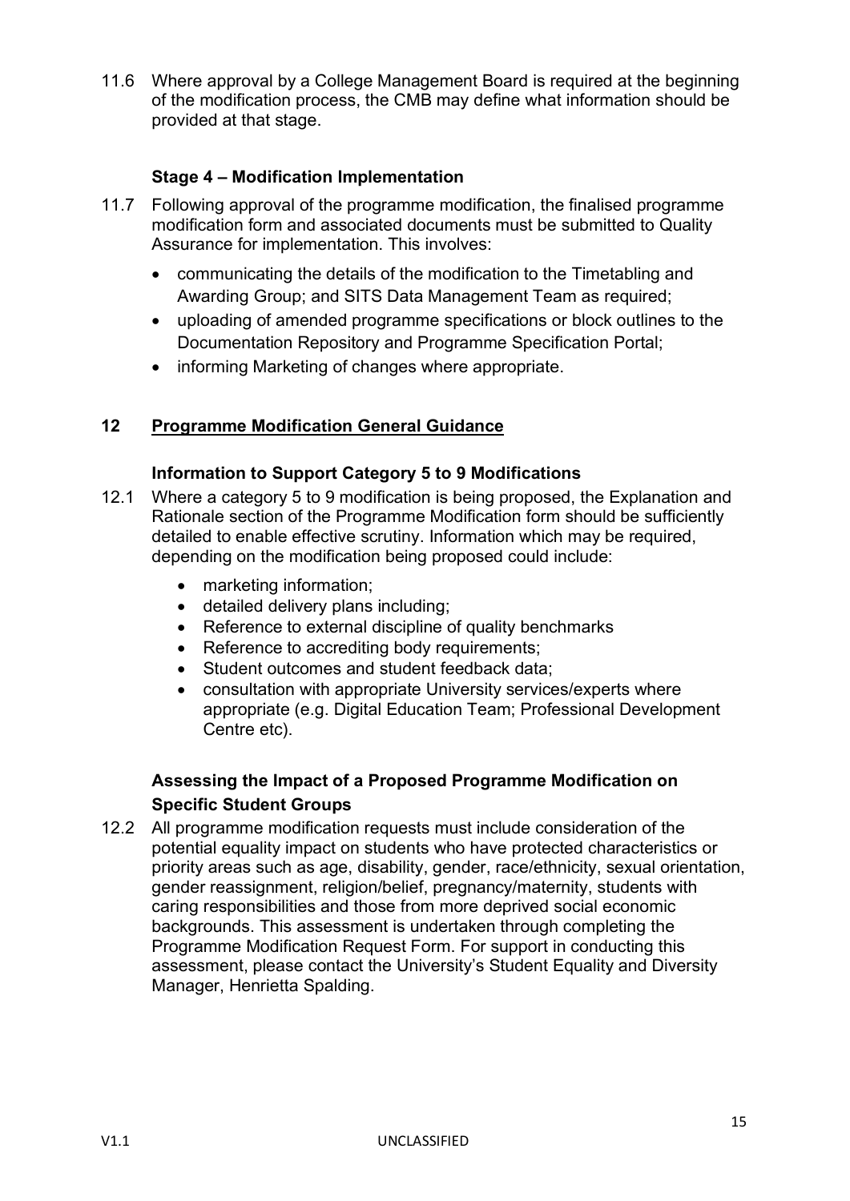11.6 Where approval by a College Management Board is required at the beginning of the modification process, the CMB may define what information should be provided at that stage.

### Stage 4 – Modification Implementation

11.7 Following approval of the programme modification, the finalised programme modification form and associated documents must be submitted to Quality Assurance for implementation. This involves:

- communicating the details of the modification to the Timetabling and Awarding Group; and SITS Data Management Team as required;
- uploading of amended programme specifications or block outlines to the Documentation Repository and Programme Specification Portal;
- informing Marketing of changes where appropriate.

## 12 Programme Modification General Guidance

### Information to Support Category 5 to 9 Modifications

12.1 Where a category 5 to 9 modification is being proposed, the Explanation and Rationale section of the Programme Modification form should be sufficiently detailed to enable effective scrutiny. Information which may be required, depending on the modification being proposed could include:

- marketing information;
- detailed delivery plans including;
- Reference to external discipline of quality benchmarks
- Reference to accrediting body requirements;
- Student outcomes and student feedback data;
- consultation with appropriate University services/experts where appropriate (e.g. Digital Education Team; Professional Development Centre etc).

### Assessing the Impact of a Proposed Programme Modification on Specific Student Groups

12.2 All programme modification requests must include consideration of the potential equality impact on students who have protected characteristics or priority areas such as age, disability, gender, race/ethnicity, sexual orientation, gender reassignment, religion/belief, pregnancy/maternity, students with caring responsibilities and those from more deprived social economic backgrounds. This assessment is undertaken through completing the Programme Modification Request Form. For support in conducting this assessment, please contact the University's Student Equality and Diversity Manager, Henrietta Spalding.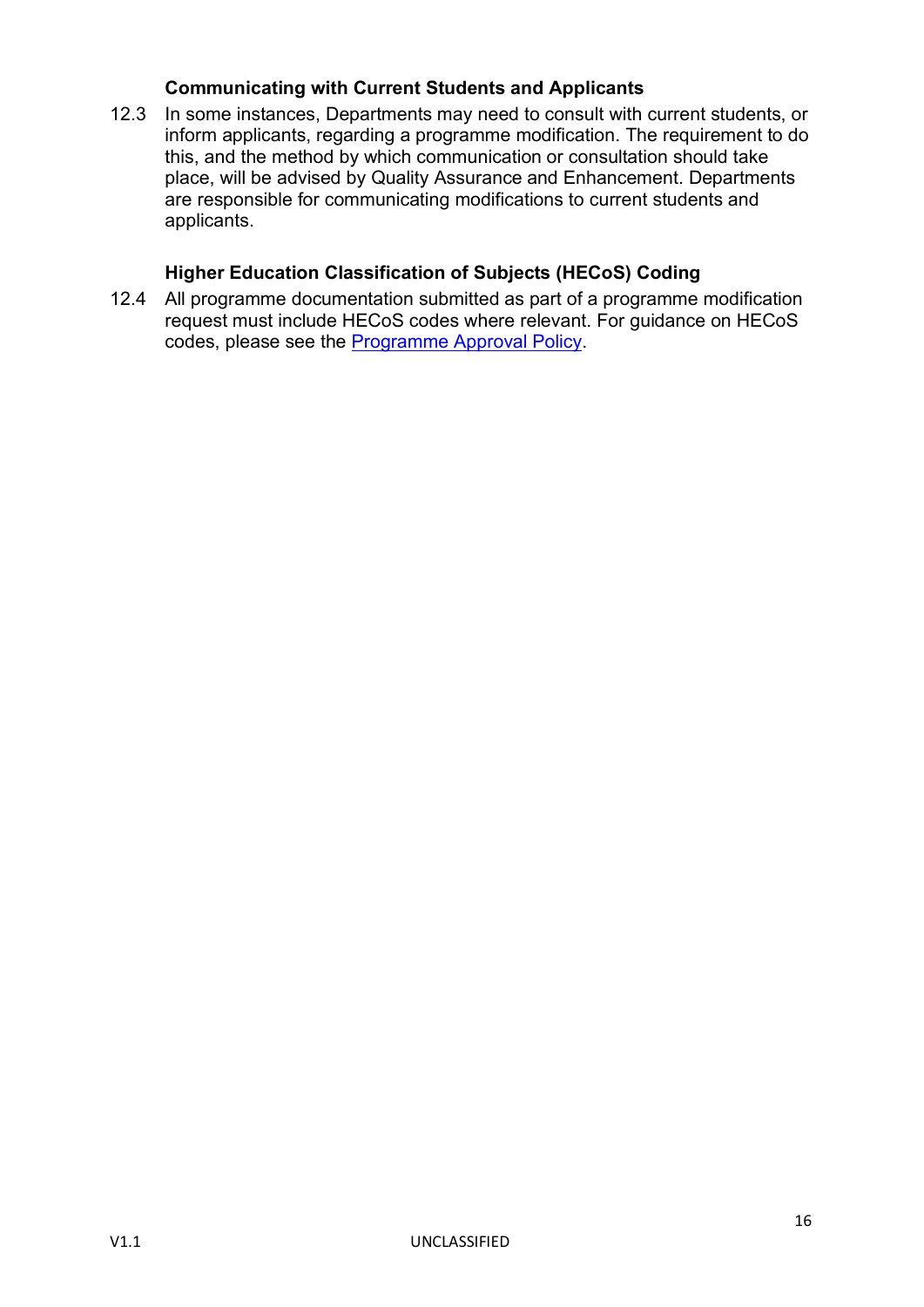### Communicating with Current Students and Applicants

12.3 In some instances, Departments may need to consult with current students, or inform applicants, regarding a programme modification. The requirement to do this, and the method by which communication or consultation should take place, will be advised by Quality Assurance and Enhancement. Departments are responsible for communicating modifications to current students and applicants.

### Higher Education Classification of Subjects (HECoS) Coding

12.4 All programme documentation submitted as part of a programme modification request must include HECoS codes where relevant. For guidance on HECoS codes, please see the Programme Approval Policy.